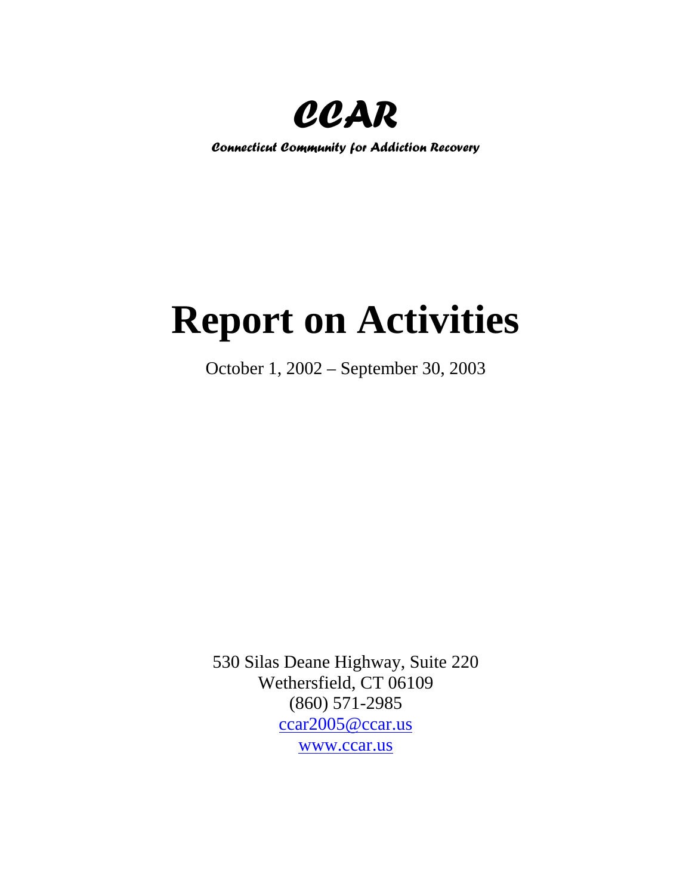# *CCAR*

***Connecticut Community for Addiction Recovery***

# Report on Activities

October 1, 2002 – September 30, 2003

530 Silas Deane Highway, Suite 220
Wethersfield, CT 06109
(860) 571-2985
ccar2005@ccar.us
www.ccar.us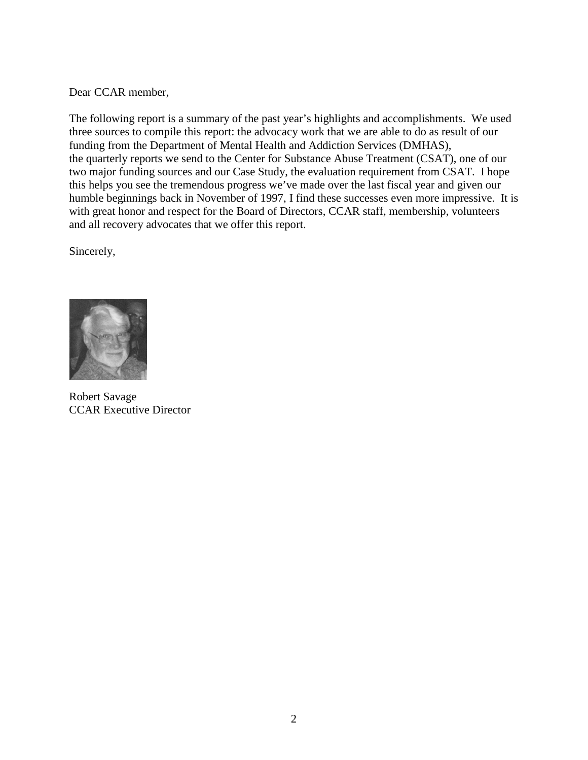Dear CCAR member,

The following report is a summary of the past year's highlights and accomplishments. We used three sources to compile this report: the advocacy work that we are able to do as result of our funding from the Department of Mental Health and Addiction Services (DMHAS), the quarterly reports we send to the Center for Substance Abuse Treatment (CSAT), one of our two major funding sources and our Case Study, the evaluation requirement from CSAT. I hope this helps you see the tremendous progress we've made over the last fiscal year and given our humble beginnings back in November of 1997, I find these successes even more impressive. It is with great honor and respect for the Board of Directors, CCAR staff, membership, volunteers and all recovery advocates that we offer this report.

Sincerely,

Robert Savage
CCAR Executive Director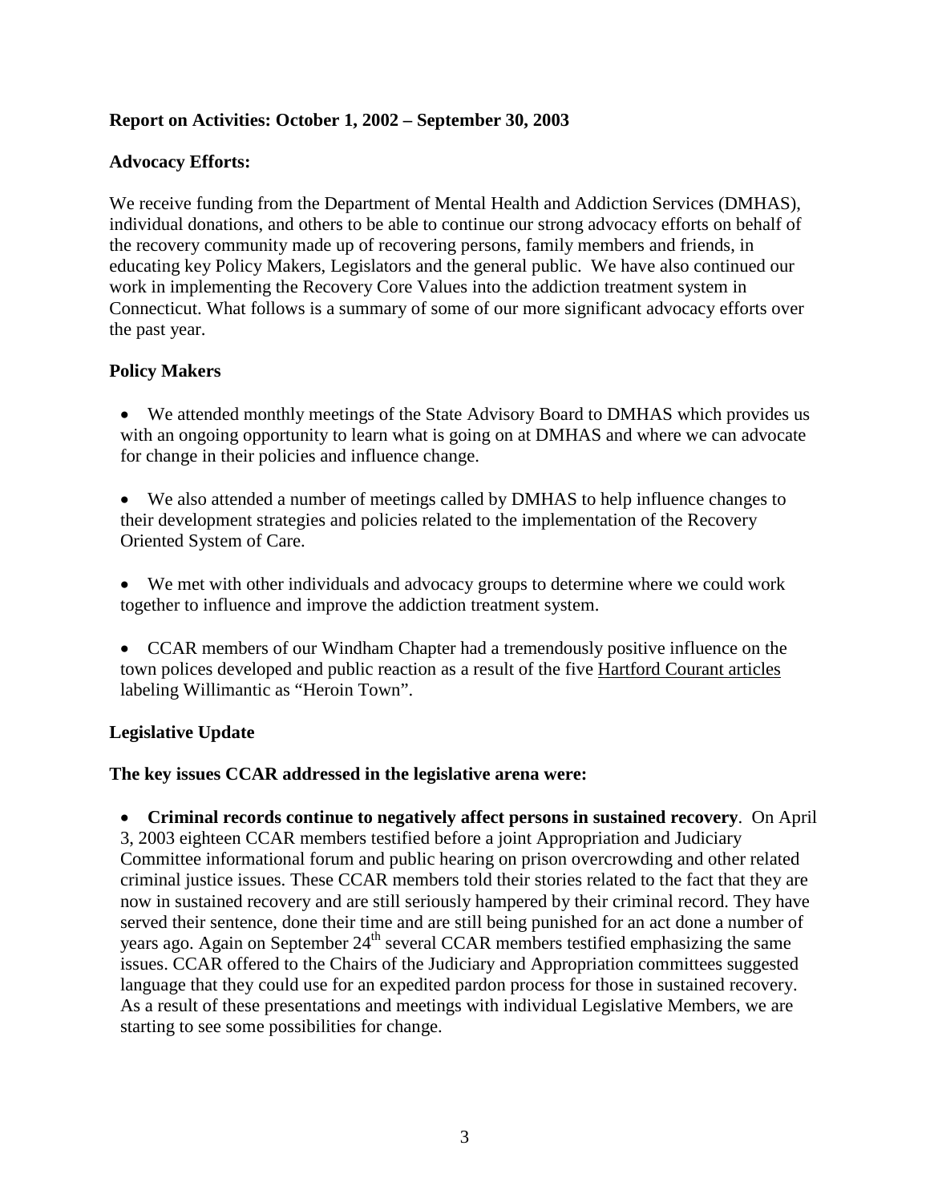**Report on Activities: October 1, 2002 – September 30, 2003**

**Advocacy Efforts:**

We receive funding from the Department of Mental Health and Addiction Services (DMHAS), individual donations, and others to be able to continue our strong advocacy efforts on behalf of the recovery community made up of recovering persons, family members and friends, in educating key Policy Makers, Legislators and the general public. We have also continued our work in implementing the Recovery Core Values into the addiction treatment system in Connecticut. What follows is a summary of some of our more significant advocacy efforts over the past year.

**Policy Makers**

- We attended monthly meetings of the State Advisory Board to DMHAS which provides us with an ongoing opportunity to learn what is going on at DMHAS and where we can advocate for change in their policies and influence change.

- We also attended a number of meetings called by DMHAS to help influence changes to their development strategies and policies related to the implementation of the Recovery Oriented System of Care.

- We met with other individuals and advocacy groups to determine where we could work together to influence and improve the addiction treatment system.

- CCAR members of our Windham Chapter had a tremendously positive influence on the town polices developed and public reaction as a result of the five Hartford Courant articles labeling Willimantic as "Heroin Town".

**Legislative Update**

**The key issues CCAR addressed in the legislative arena were:**

- **Criminal records continue to negatively affect persons in sustained recovery**. On April 3, 2003 eighteen CCAR members testified before a joint Appropriation and Judiciary Committee informational forum and public hearing on prison overcrowding and other related criminal justice issues. These CCAR members told their stories related to the fact that they are now in sustained recovery and are still seriously hampered by their criminal record. They have served their sentence, done their time and are still being punished for an act done a number of years ago. Again on September 24th several CCAR members testified emphasizing the same issues. CCAR offered to the Chairs of the Judiciary and Appropriation committees suggested language that they could use for an expedited pardon process for those in sustained recovery. As a result of these presentations and meetings with individual Legislative Members, we are starting to see some possibilities for change.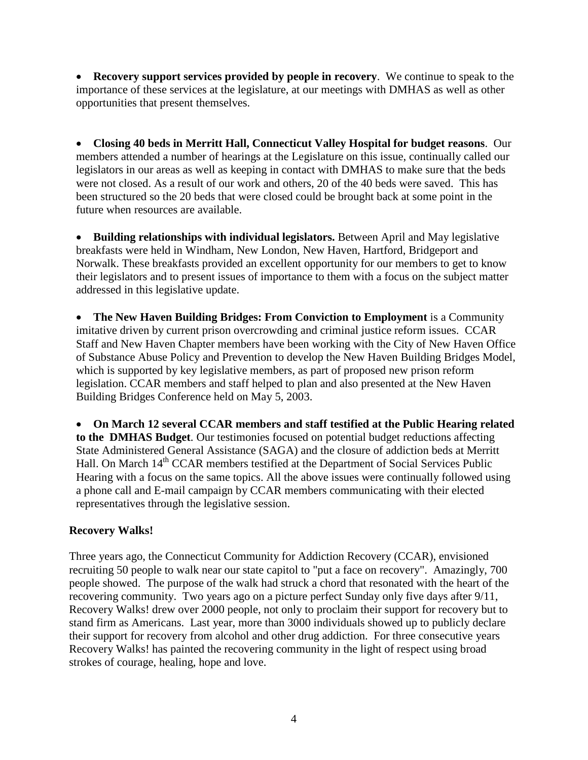- **Recovery support services provided by people in recovery**. We continue to speak to the importance of these services at the legislature, at our meetings with DMHAS as well as other opportunities that present themselves.

- **Closing 40 beds in Merritt Hall, Connecticut Valley Hospital for budget reasons**. Our members attended a number of hearings at the Legislature on this issue, continually called our legislators in our areas as well as keeping in contact with DMHAS to make sure that the beds were not closed. As a result of our work and others, 20 of the 40 beds were saved. This has been structured so the 20 beds that were closed could be brought back at some point in the future when resources are available.

- **Building relationships with individual legislators.** Between April and May legislative breakfasts were held in Windham, New London, New Haven, Hartford, Bridgeport and Norwalk. These breakfasts provided an excellent opportunity for our members to get to know their legislators and to present issues of importance to them with a focus on the subject matter addressed in this legislative update.

- **The New Haven Building Bridges: From Conviction to Employment** is a Community imitative driven by current prison overcrowding and criminal justice reform issues. CCAR Staff and New Haven Chapter members have been working with the City of New Haven Office of Substance Abuse Policy and Prevention to develop the New Haven Building Bridges Model, which is supported by key legislative members, as part of proposed new prison reform legislation. CCAR members and staff helped to plan and also presented at the New Haven Building Bridges Conference held on May 5, 2003.

- **On March 12 several CCAR members and staff testified at the Public Hearing related to the DMHAS Budget**. Our testimonies focused on potential budget reductions affecting State Administered General Assistance (SAGA) and the closure of addiction beds at Merritt Hall. On March 14th CCAR members testified at the Department of Social Services Public Hearing with a focus on the same topics. All the above issues were continually followed using a phone call and E-mail campaign by CCAR members communicating with their elected representatives through the legislative session.

**Recovery Walks!**

Three years ago, the Connecticut Community for Addiction Recovery (CCAR), envisioned recruiting 50 people to walk near our state capitol to "put a face on recovery". Amazingly, 700 people showed. The purpose of the walk had struck a chord that resonated with the heart of the recovering community. Two years ago on a picture perfect Sunday only five days after 9/11, Recovery Walks! drew over 2000 people, not only to proclaim their support for recovery but to stand firm as Americans. Last year, more than 3000 individuals showed up to publicly declare their support for recovery from alcohol and other drug addiction. For three consecutive years Recovery Walks! has painted the recovering community in the light of respect using broad strokes of courage, healing, hope and love.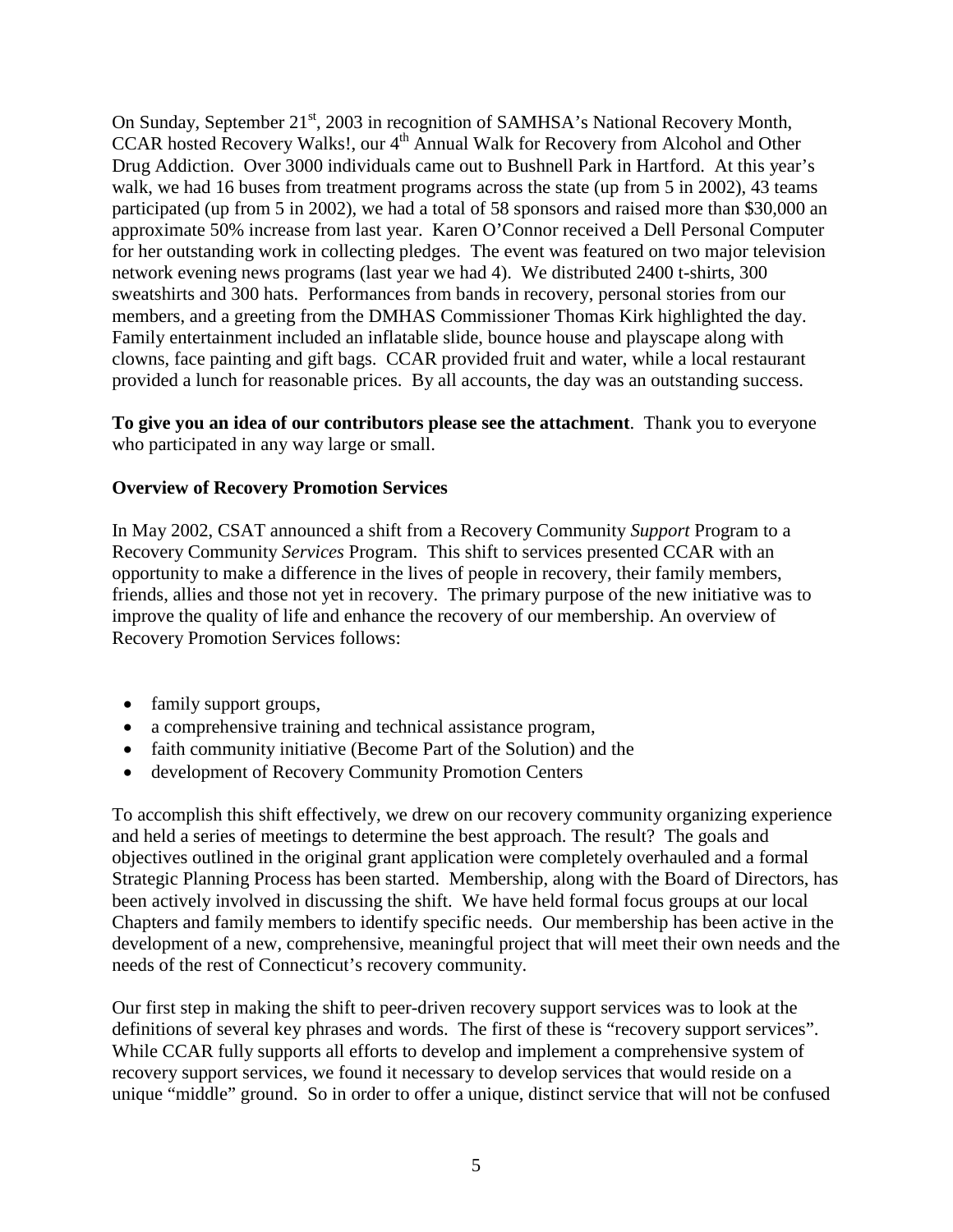On Sunday, September 21st, 2003 in recognition of SAMHSA's National Recovery Month, CCAR hosted Recovery Walks!, our 4th Annual Walk for Recovery from Alcohol and Other Drug Addiction. Over 3000 individuals came out to Bushnell Park in Hartford. At this year's walk, we had 16 buses from treatment programs across the state (up from 5 in 2002), 43 teams participated (up from 5 in 2002), we had a total of 58 sponsors and raised more than $30,000 an approximate 50% increase from last year. Karen O'Connor received a Dell Personal Computer for her outstanding work in collecting pledges. The event was featured on two major television network evening news programs (last year we had 4). We distributed 2400 t-shirts, 300 sweatshirts and 300 hats. Performances from bands in recovery, personal stories from our members, and a greeting from the DMHAS Commissioner Thomas Kirk highlighted the day. Family entertainment included an inflatable slide, bounce house and playscape along with clowns, face painting and gift bags. CCAR provided fruit and water, while a local restaurant provided a lunch for reasonable prices. By all accounts, the day was an outstanding success.

**To give you an idea of our contributors please see the attachment**. Thank you to everyone who participated in any way large or small.

**Overview of Recovery Promotion Services**

In May 2002, CSAT announced a shift from a Recovery Community *Support* Program to a Recovery Community *Services* Program. This shift to services presented CCAR with an opportunity to make a difference in the lives of people in recovery, their family members, friends, allies and those not yet in recovery. The primary purpose of the new initiative was to improve the quality of life and enhance the recovery of our membership. An overview of Recovery Promotion Services follows:

- family support groups,
- a comprehensive training and technical assistance program,
- faith community initiative (Become Part of the Solution) and the
- development of Recovery Community Promotion Centers

To accomplish this shift effectively, we drew on our recovery community organizing experience and held a series of meetings to determine the best approach. The result? The goals and objectives outlined in the original grant application were completely overhauled and a formal Strategic Planning Process has been started. Membership, along with the Board of Directors, has been actively involved in discussing the shift. We have held formal focus groups at our local Chapters and family members to identify specific needs. Our membership has been active in the development of a new, comprehensive, meaningful project that will meet their own needs and the needs of the rest of Connecticut's recovery community.

Our first step in making the shift to peer-driven recovery support services was to look at the definitions of several key phrases and words. The first of these is "recovery support services". While CCAR fully supports all efforts to develop and implement a comprehensive system of recovery support services, we found it necessary to develop services that would reside on a unique "middle" ground. So in order to offer a unique, distinct service that will not be confused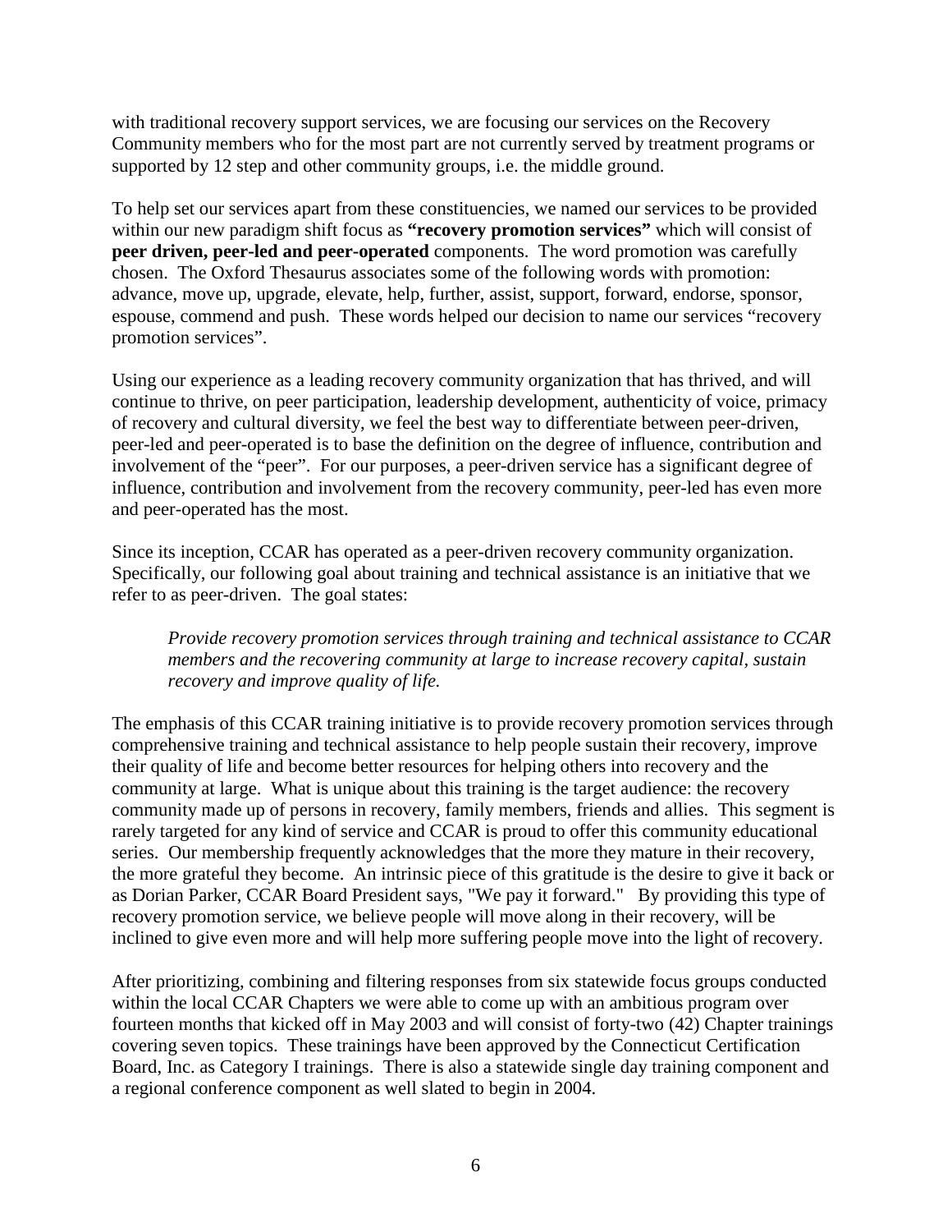with traditional recovery support services, we are focusing our services on the Recovery Community members who for the most part are not currently served by treatment programs or supported by 12 step and other community groups, i.e. the middle ground.

To help set our services apart from these constituencies, we named our services to be provided within our new paradigm shift focus as **"recovery promotion services"** which will consist of **peer driven, peer-led and peer-operated** components. The word promotion was carefully chosen. The Oxford Thesaurus associates some of the following words with promotion: advance, move up, upgrade, elevate, help, further, assist, support, forward, endorse, sponsor, espouse, commend and push. These words helped our decision to name our services "recovery promotion services".

Using our experience as a leading recovery community organization that has thrived, and will continue to thrive, on peer participation, leadership development, authenticity of voice, primacy of recovery and cultural diversity, we feel the best way to differentiate between peer-driven, peer-led and peer-operated is to base the definition on the degree of influence, contribution and involvement of the "peer". For our purposes, a peer-driven service has a significant degree of influence, contribution and involvement from the recovery community, peer-led has even more and peer-operated has the most.

Since its inception, CCAR has operated as a peer-driven recovery community organization. Specifically, our following goal about training and technical assistance is an initiative that we refer to as peer-driven. The goal states:

> *Provide recovery promotion services through training and technical assistance to CCAR members and the recovering community at large to increase recovery capital, sustain recovery and improve quality of life.*

The emphasis of this CCAR training initiative is to provide recovery promotion services through comprehensive training and technical assistance to help people sustain their recovery, improve their quality of life and become better resources for helping others into recovery and the community at large. What is unique about this training is the target audience: the recovery community made up of persons in recovery, family members, friends and allies. This segment is rarely targeted for any kind of service and CCAR is proud to offer this community educational series. Our membership frequently acknowledges that the more they mature in their recovery, the more grateful they become. An intrinsic piece of this gratitude is the desire to give it back or as Dorian Parker, CCAR Board President says, "We pay it forward." By providing this type of recovery promotion service, we believe people will move along in their recovery, will be inclined to give even more and will help more suffering people move into the light of recovery.

After prioritizing, combining and filtering responses from six statewide focus groups conducted within the local CCAR Chapters we were able to come up with an ambitious program over fourteen months that kicked off in May 2003 and will consist of forty-two (42) Chapter trainings covering seven topics. These trainings have been approved by the Connecticut Certification Board, Inc. as Category I trainings. There is also a statewide single day training component and a regional conference component as well slated to begin in 2004.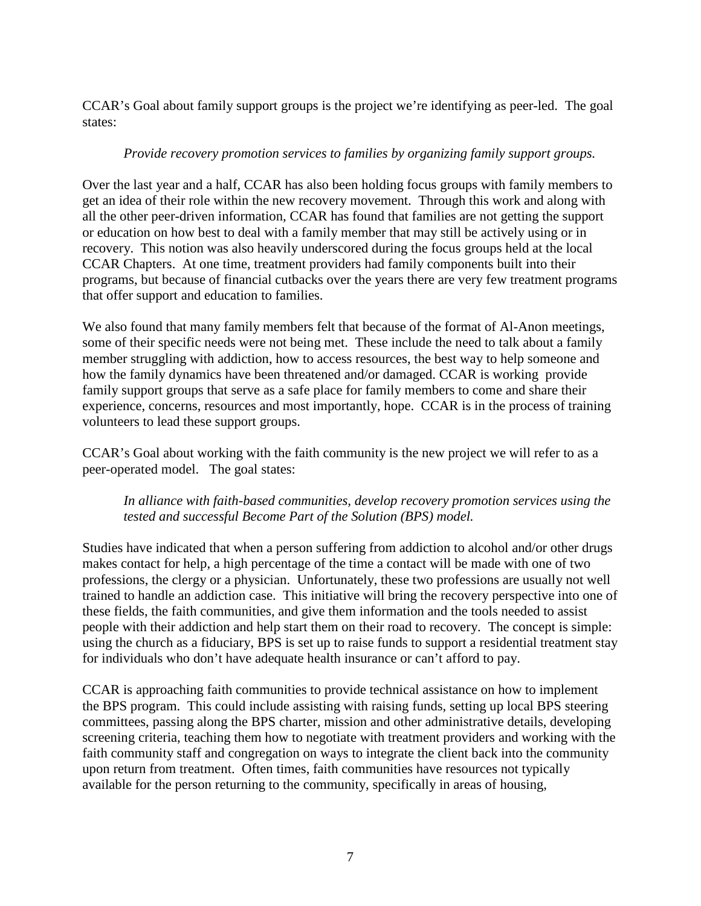CCAR's Goal about family support groups is the project we're identifying as peer-led. The goal states:

> *Provide recovery promotion services to families by organizing family support groups.*

Over the last year and a half, CCAR has also been holding focus groups with family members to get an idea of their role within the new recovery movement. Through this work and along with all the other peer-driven information, CCAR has found that families are not getting the support or education on how best to deal with a family member that may still be actively using or in recovery. This notion was also heavily underscored during the focus groups held at the local CCAR Chapters. At one time, treatment providers had family components built into their programs, but because of financial cutbacks over the years there are very few treatment programs that offer support and education to families.

We also found that many family members felt that because of the format of Al-Anon meetings, some of their specific needs were not being met. These include the need to talk about a family member struggling with addiction, how to access resources, the best way to help someone and how the family dynamics have been threatened and/or damaged. CCAR is working provide family support groups that serve as a safe place for family members to come and share their experience, concerns, resources and most importantly, hope. CCAR is in the process of training volunteers to lead these support groups.

CCAR's Goal about working with the faith community is the new project we will refer to as a peer-operated model. The goal states:

> *In alliance with faith-based communities, develop recovery promotion services using the tested and successful Become Part of the Solution (BPS) model.*

Studies have indicated that when a person suffering from addiction to alcohol and/or other drugs makes contact for help, a high percentage of the time a contact will be made with one of two professions, the clergy or a physician. Unfortunately, these two professions are usually not well trained to handle an addiction case. This initiative will bring the recovery perspective into one of these fields, the faith communities, and give them information and the tools needed to assist people with their addiction and help start them on their road to recovery. The concept is simple: using the church as a fiduciary, BPS is set up to raise funds to support a residential treatment stay for individuals who don't have adequate health insurance or can't afford to pay.

CCAR is approaching faith communities to provide technical assistance on how to implement the BPS program. This could include assisting with raising funds, setting up local BPS steering committees, passing along the BPS charter, mission and other administrative details, developing screening criteria, teaching them how to negotiate with treatment providers and working with the faith community staff and congregation on ways to integrate the client back into the community upon return from treatment. Often times, faith communities have resources not typically available for the person returning to the community, specifically in areas of housing,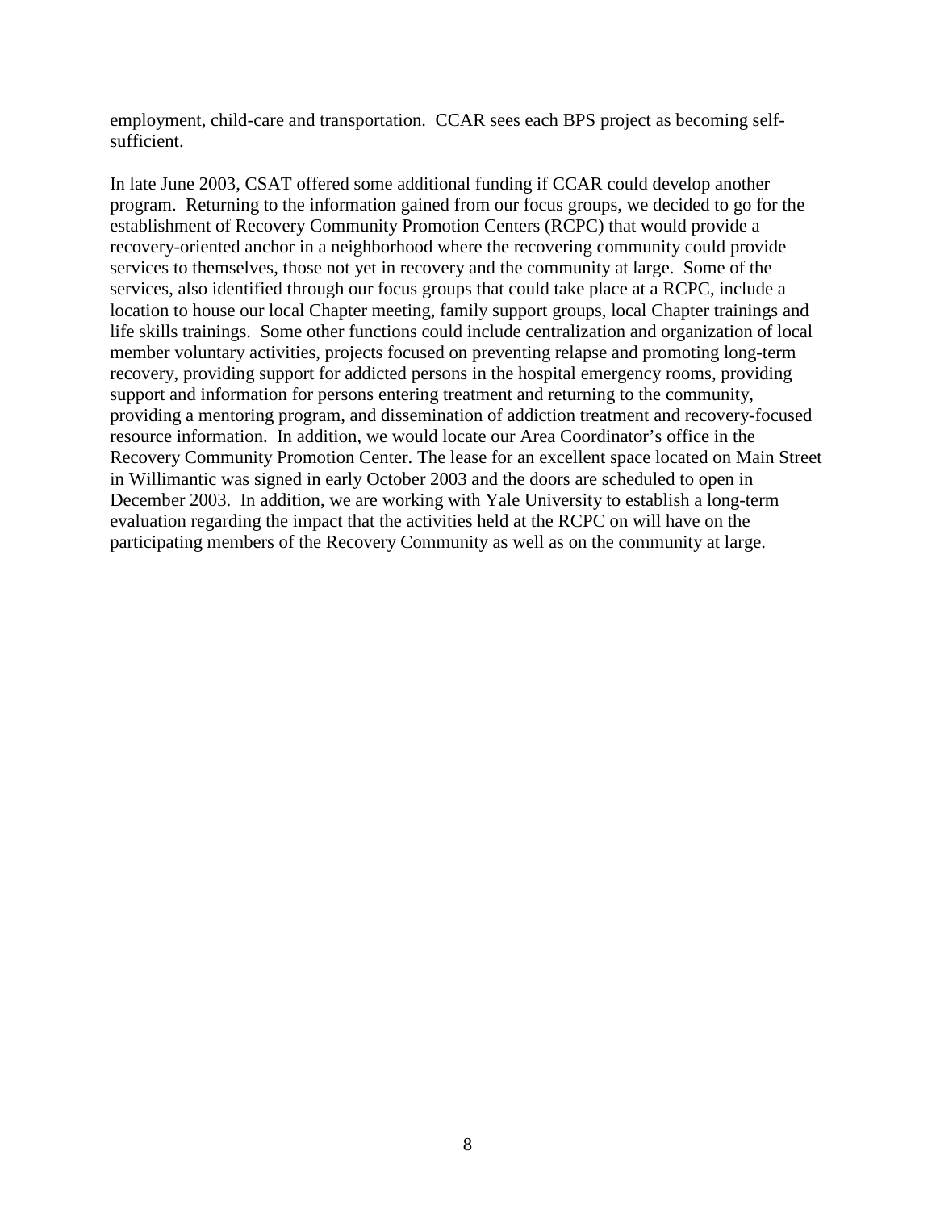employment, child-care and transportation. CCAR sees each BPS project as becoming self-sufficient.

In late June 2003, CSAT offered some additional funding if CCAR could develop another program. Returning to the information gained from our focus groups, we decided to go for the establishment of Recovery Community Promotion Centers (RCPC) that would provide a recovery-oriented anchor in a neighborhood where the recovering community could provide services to themselves, those not yet in recovery and the community at large. Some of the services, also identified through our focus groups that could take place at a RCPC, include a location to house our local Chapter meeting, family support groups, local Chapter trainings and life skills trainings. Some other functions could include centralization and organization of local member voluntary activities, projects focused on preventing relapse and promoting long-term recovery, providing support for addicted persons in the hospital emergency rooms, providing support and information for persons entering treatment and returning to the community, providing a mentoring program, and dissemination of addiction treatment and recovery-focused resource information. In addition, we would locate our Area Coordinator's office in the Recovery Community Promotion Center. The lease for an excellent space located on Main Street in Willimantic was signed in early October 2003 and the doors are scheduled to open in December 2003. In addition, we are working with Yale University to establish a long-term evaluation regarding the impact that the activities held at the RCPC on will have on the participating members of the Recovery Community as well as on the community at large.